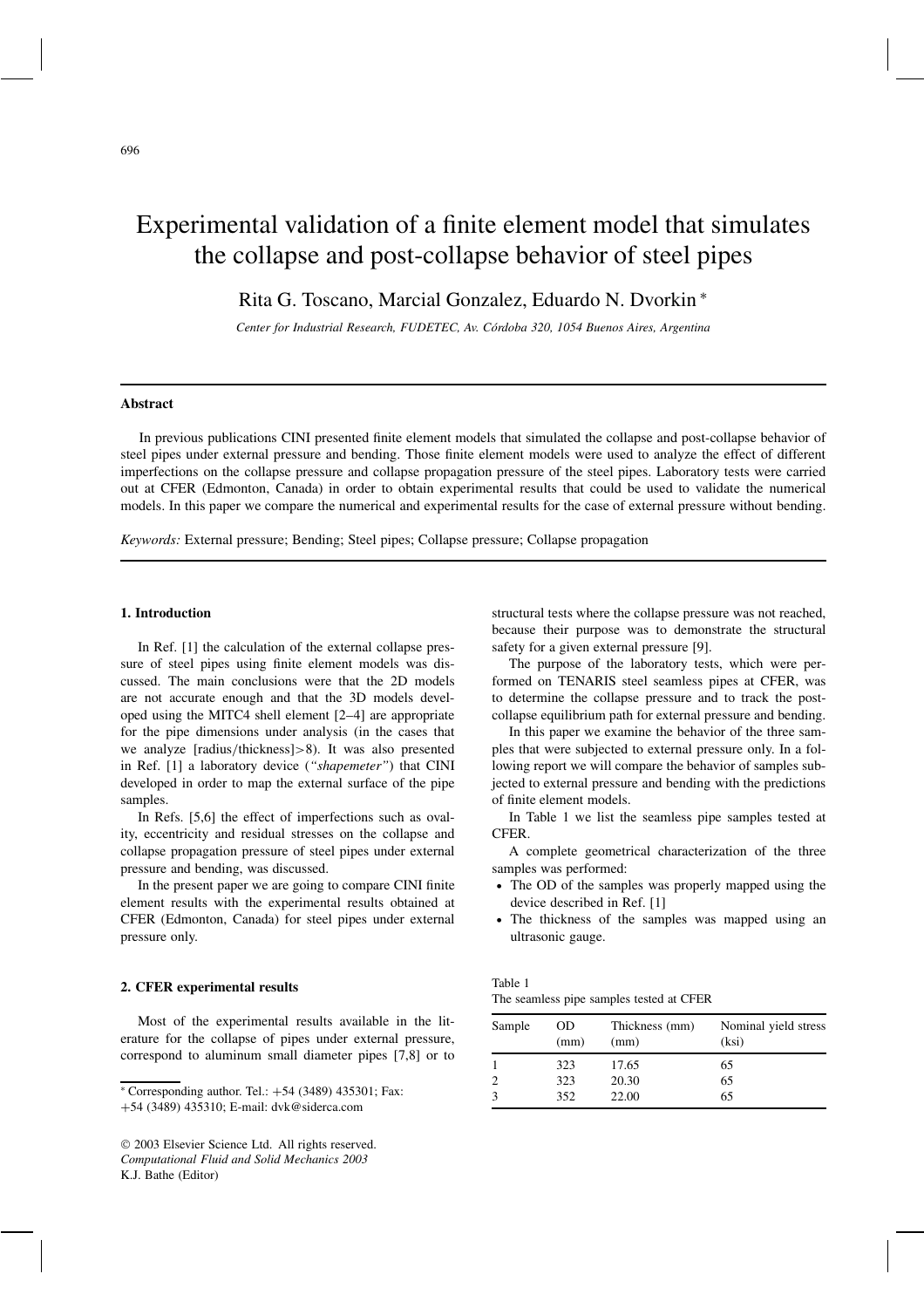# Experimental validation of a finite element model that simulates the collapse and post-collapse behavior of steel pipes

Rita G. Toscano, Marcial Gonzalez, Eduardo N. Dvorkin *

*Center for Industrial Research, FUDETEC, Av. Córdoba 320, 1054 Buenos Aires, Argentina*

## Abstract

In previous publications CINI presented finite element models that simulated the collapse and post-collapse behavior of steel pipes under external pressure and bending. Those finite element models were used to analyze the effect of different imperfections on the collapse pressure and collapse propagation pressure of the steel pipes. Laboratory tests were carried out at CFER (Edmonton, Canada) in order to obtain experimental results that could be used to validate the numerical models. In this paper we compare the numerical and experimental results for the case of external pressure without bending.

*Keywords:* External pressure; Bending; Steel pipes; Collapse pressure; Collapse propagation

## 1. Introduction

In Ref. [1] the calculation of the external collapse pressure of steel pipes using finite element models was discussed. The main conclusions were that the 2D models are not accurate enough and that the 3D models developed using the MITC4 shell element [2–4] are appropriate for the pipe dimensions under analysis (in the cases that we analyze [radius/thickness]>8). It was also presented in Ref. [1] a laboratory device (*"shapemeter"*) that CINI developed in order to map the external surface of the pipe samples.

In Refs. [5,6] the effect of imperfections such as ovality, eccentricity and residual stresses on the collapse and collapse propagation pressure of steel pipes under external pressure and bending, was discussed.

In the present paper we are going to compare CINI finite element results with the experimental results obtained at CFER (Edmonton, Canada) for steel pipes under external pressure only.

## 2. CFER experimental results

Most of the experimental results available in the literature for the collapse of pipes under external pressure, correspond to aluminum small diameter pipes [7,8] or to structural tests where the collapse pressure was not reached, because their purpose was to demonstrate the structural safety for a given external pressure [9].

The purpose of the laboratory tests, which were performed on TENARIS steel seamless pipes at CFER, was to determine the collapse pressure and to track the post-collapse equilibrium path for external pressure and bending.

In this paper we examine the behavior of the three samples that were subjected to external pressure only. In a following report we will compare the behavior of samples subjected to external pressure and bending with the predictions of finite element models.

In Table 1 we list the seamless pipe samples tested at CFER.

A complete geometrical characterization of the three samples was performed:

- The OD of the samples was properly mapped using the device described in Ref. [1]
- The thickness of the samples was mapped using an ultrasonic gauge.

Table 1
The seamless pipe samples tested at CFER

| Sample | OD (mm) | Thickness (mm) | Nominal yield stress (ksi) |
|---|---|---|---|
| 1 | 323 | 17.65 | 65 |
| 2 | 323 | 20.30 | 65 |
| 3 | 352 | 22.00 | 65 |

* Corresponding author. Tel.: +54 (3489) 435301; Fax: +54 (3489) 435310; E-mail: dvk@siderca.com

© 2003 Elsevier Science Ltd. All rights reserved.
*Computational Fluid and Solid Mechanics 2003*
K.J. Bathe (Editor)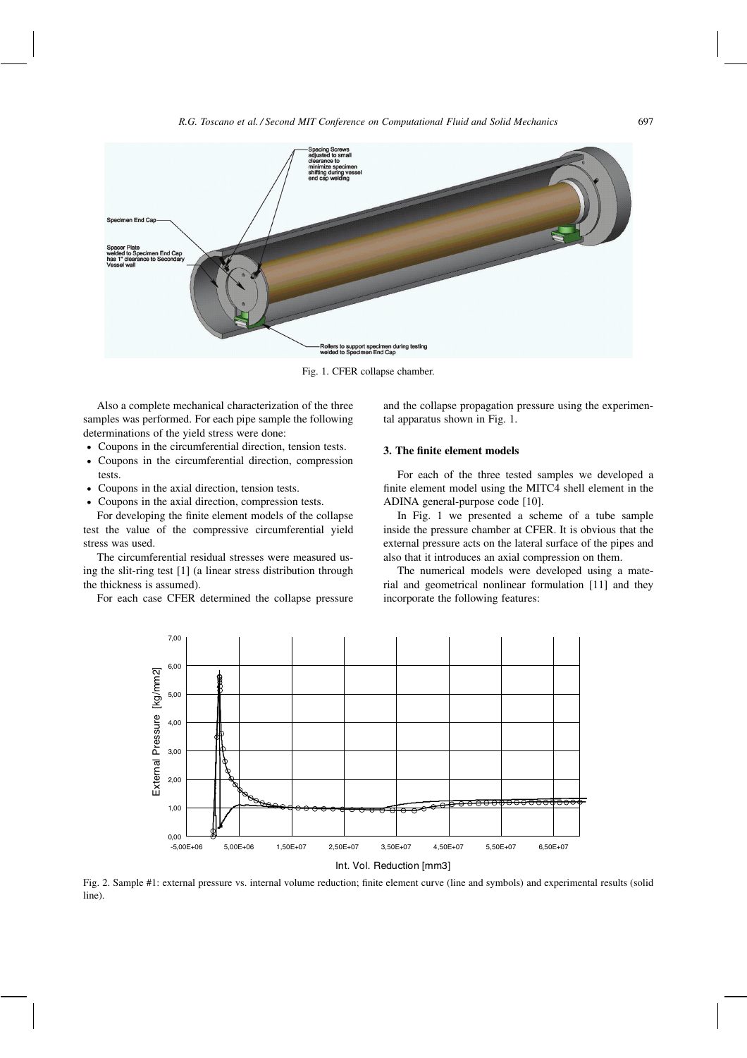Fig. 1. CFER collapse chamber.

Also a complete mechanical characterization of the three samples was performed. For each pipe sample the following determinations of the yield stress were done:

- Coupons in the circumferential direction, tension tests.
- Coupons in the circumferential direction, compression tests.
- Coupons in the axial direction, tension tests.
- Coupons in the axial direction, compression tests.

For developing the finite element models of the collapse test the value of the compressive circumferential yield stress was used.

The circumferential residual stresses were measured using the slit-ring test [1] (a linear stress distribution through the thickness is assumed).

For each case CFER determined the collapse pressure and the collapse propagation pressure using the experimental apparatus shown in Fig. 1.

## 3. The finite element models

For each of the three tested samples we developed a finite element model using the MITC4 shell element in the ADINA general-purpose code [10].

In Fig. 1 we presented a scheme of a tube sample inside the pressure chamber at CFER. It is obvious that the external pressure acts on the lateral surface of the pipes and also that it introduces an axial compression on them.

The numerical models were developed using a material and geometrical nonlinear formulation [11] and they incorporate the following features:

Fig. 2. Sample #1: external pressure vs. internal volume reduction; finite element curve (line and symbols) and experimental results (solid line).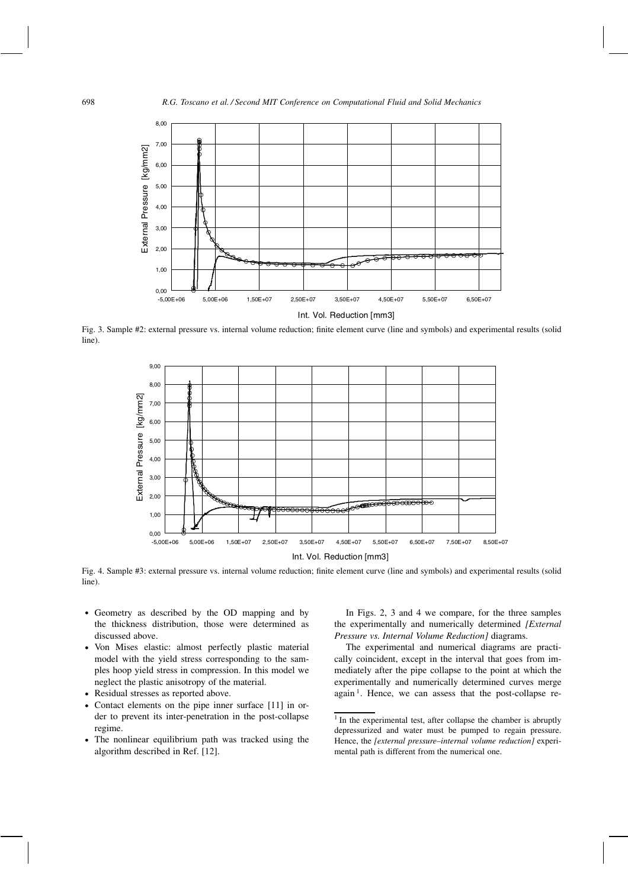Fig. 3. Sample #2: external pressure vs. internal volume reduction; finite element curve (line and symbols) and experimental results (solid line).

Fig. 4. Sample #3: external pressure vs. internal volume reduction; finite element curve (line and symbols) and experimental results (solid line).

- Geometry as described by the OD mapping and by the thickness distribution, those were determined as discussed above.
- Von Mises elastic: almost perfectly plastic material model with the yield stress corresponding to the samples hoop yield stress in compression. In this model we neglect the plastic anisotropy of the material.
- Residual stresses as reported above.
- Contact elements on the pipe inner surface [11] in order to prevent its inter-penetration in the post-collapse regime.
- The nonlinear equilibrium path was tracked using the algorithm described in Ref. [12].

In Figs. 2, 3 and 4 we compare, for the three samples the experimentally and numerically determined *[External Pressure vs. Internal Volume Reduction]* diagrams.

The experimental and numerical diagrams are practically coincident, except in the interval that goes from immediately after the pipe collapse to the point at which the experimentally and numerically determined curves merge again [1]. Hence, we can assess that the post-collapse re-

[1] In the experimental test, after collapse the chamber is abruptly depressurized and water must be pumped to regain pressure. Hence, the *[external pressure–internal volume reduction]* experimental path is different from the numerical one.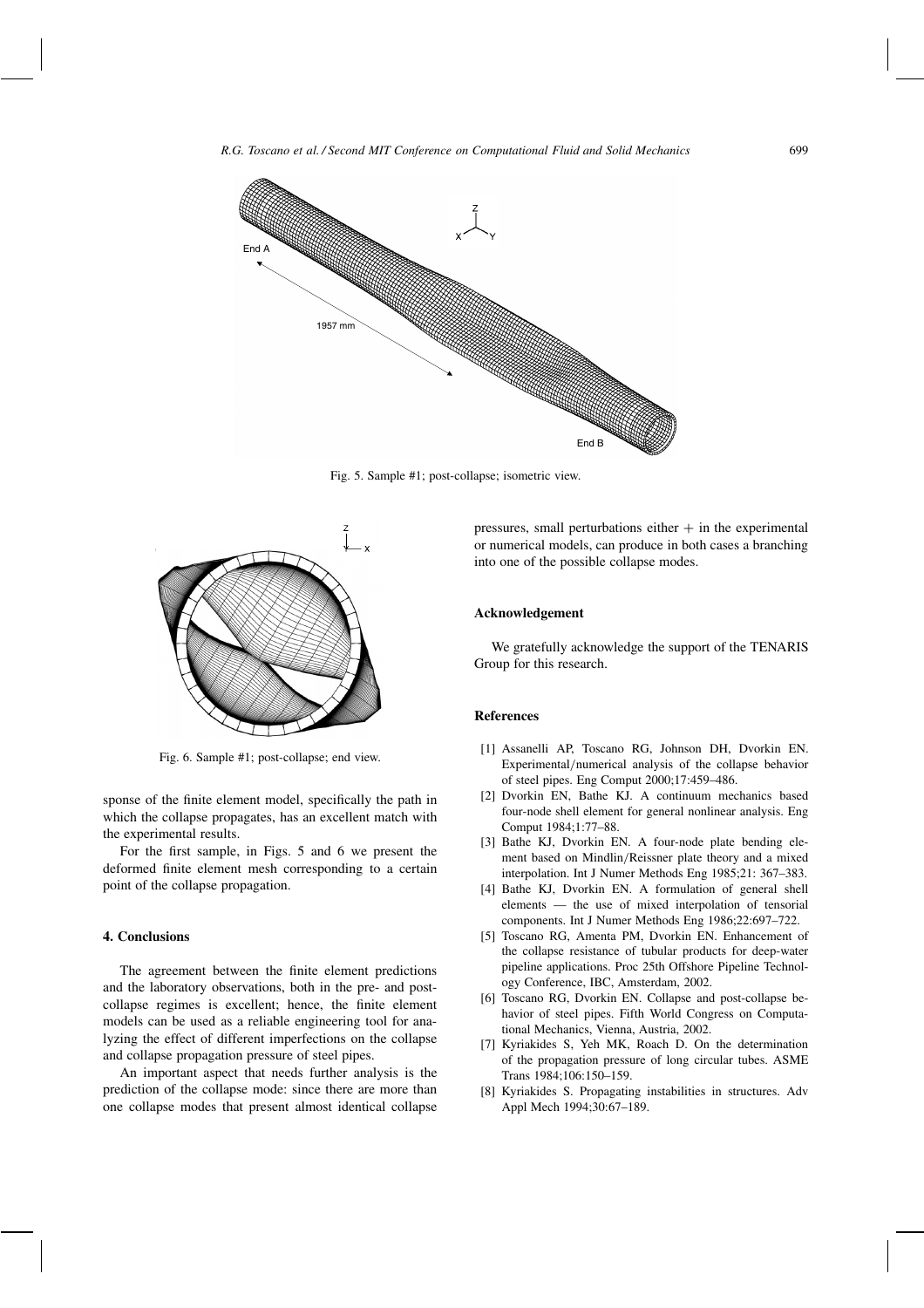Fig. 5. Sample #1; post-collapse; isometric view.

Fig. 6. Sample #1; post-collapse; end view.

sponse of the finite element model, specifically the path in which the collapse propagates, has an excellent match with the experimental results.

For the first sample, in Figs. 5 and 6 we present the deformed finite element mesh corresponding to a certain point of the collapse propagation.

## 4. Conclusions

The agreement between the finite element predictions and the laboratory observations, both in the pre- and post-collapse regimes is excellent; hence, the finite element models can be used as a reliable engineering tool for analyzing the effect of different imperfections on the collapse and collapse propagation pressure of steel pipes.

An important aspect that needs further analysis is the prediction of the collapse mode: since there are more than one collapse modes that present almost identical collapse pressures, small perturbations either + in the experimental or numerical models, can produce in both cases a branching into one of the possible collapse modes.

## Acknowledgement

We gratefully acknowledge the support of the TENARIS Group for this research.

## References

[1] Assanelli AP, Toscano RG, Johnson DH, Dvorkin EN. Experimental/numerical analysis of the collapse behavior of steel pipes. Eng Comput 2000;17:459–486.

[2] Dvorkin EN, Bathe KJ. A continuum mechanics based four-node shell element for general nonlinear analysis. Eng Comput 1984;1:77–88.

[3] Bathe KJ, Dvorkin EN. A four-node plate bending element based on Mindlin/Reissner plate theory and a mixed interpolation. Int J Numer Methods Eng 1985;21: 367–383.

[4] Bathe KJ, Dvorkin EN. A formulation of general shell elements — the use of mixed interpolation of tensorial components. Int J Numer Methods Eng 1986;22:697–722.

[5] Toscano RG, Amenta PM, Dvorkin EN. Enhancement of the collapse resistance of tubular products for deep-water pipeline applications. Proc 25th Offshore Pipeline Technology Conference, IBC, Amsterdam, 2002.

[6] Toscano RG, Dvorkin EN. Collapse and post-collapse behavior of steel pipes. Fifth World Congress on Computational Mechanics, Vienna, Austria, 2002.

[7] Kyriakides S, Yeh MK, Roach D. On the determination of the propagation pressure of long circular tubes. ASME Trans 1984;106:150–159.

[8] Kyriakides S. Propagating instabilities in structures. Adv Appl Mech 1994;30:67–189.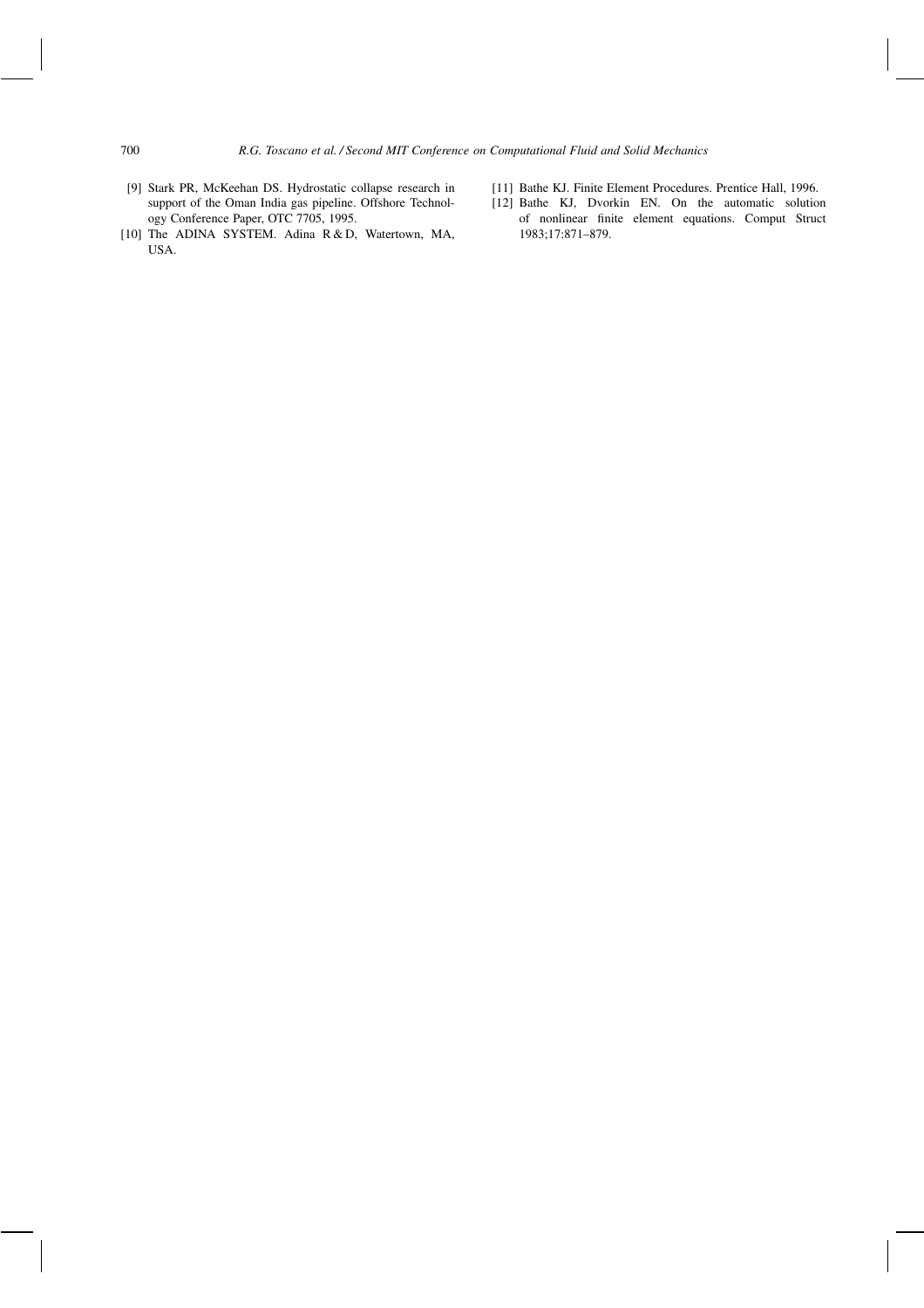[9] Stark PR, McKeehan DS. Hydrostatic collapse research in support of the Oman India gas pipeline. Offshore Technology Conference Paper, OTC 7705, 1995.

[10] The ADINA SYSTEM. Adina R & D, Watertown, MA, USA.

[11] Bathe KJ. Finite Element Procedures. Prentice Hall, 1996.

[12] Bathe KJ, Dvorkin EN. On the automatic solution of nonlinear finite element equations. Comput Struct 1983;17:871–879.